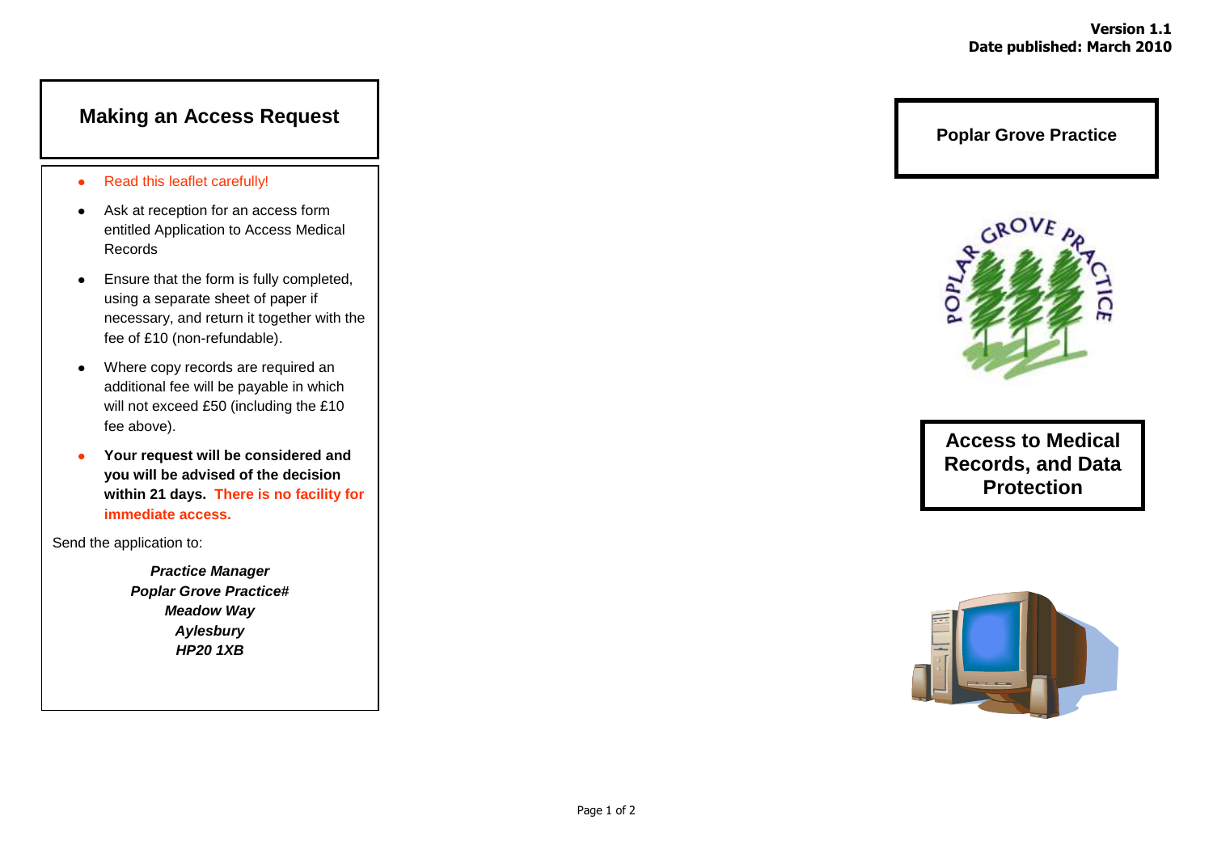**Version 1.1**
**Date published: March 2010**

## Making an Access Request

- Read this leaflet carefully!
- Ask at reception for an access form entitled Application to Access Medical Records
- Ensure that the form is fully completed, using a separate sheet of paper if necessary, and return it together with the fee of £10 (non-refundable).
- Where copy records are required an additional fee will be payable in which will not exceed £50 (including the £10 fee above).
- **Your request will be considered and you will be advised of the decision within 21 days. There is no facility for immediate access.**

Send the application to:

***Practice Manager***
***Poplar Grove Practice#***
***Meadow Way***
***Aylesbury***
***HP20 1XB***

## Poplar Grove Practice

# Access to Medical Records, and Data Protection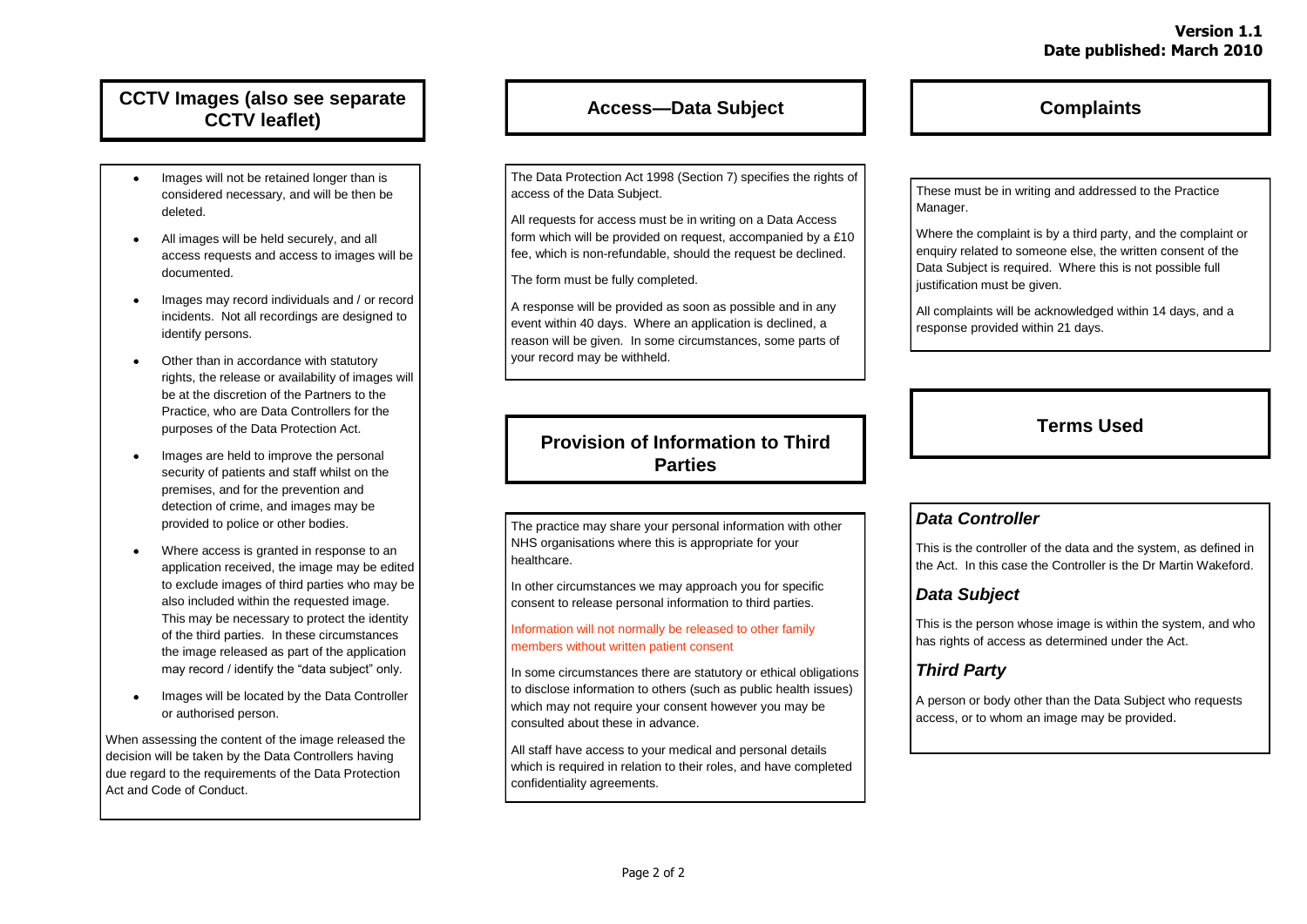**Version 1.1**
**Date published: March 2010**

## CCTV Images (also see separate CCTV leaflet)

- Images will not be retained longer than is considered necessary, and will be then be deleted.
- All images will be held securely, and all access requests and access to images will be documented.
- Images may record individuals and / or record incidents. Not all recordings are designed to identify persons.
- Other than in accordance with statutory rights, the release or availability of images will be at the discretion of the Partners to the Practice, who are Data Controllers for the purposes of the Data Protection Act.
- Images are held to improve the personal security of patients and staff whilst on the premises, and for the prevention and detection of crime, and images may be provided to police or other bodies.
- Where access is granted in response to an application received, the image may be edited to exclude images of third parties who may be also included within the requested image. This may be necessary to protect the identity of the third parties. In these circumstances the image released as part of the application may record / identify the "data subject" only.
- Images will be located by the Data Controller or authorised person.

When assessing the content of the image released the decision will be taken by the Data Controllers having due regard to the requirements of the Data Protection Act and Code of Conduct.

## Access—Data Subject

The Data Protection Act 1998 (Section 7) specifies the rights of access of the Data Subject.

All requests for access must be in writing on a Data Access form which will be provided on request, accompanied by a £10 fee, which is non-refundable, should the request be declined.

The form must be fully completed.

A response will be provided as soon as possible and in any event within 40 days. Where an application is declined, a reason will be given. In some circumstances, some parts of your record may be withheld.

## Provision of Information to Third Parties

The practice may share your personal information with other NHS organisations where this is appropriate for your healthcare.

In other circumstances we may approach you for specific consent to release personal information to third parties.

Information will not normally be released to other family members without written patient consent

In some circumstances there are statutory or ethical obligations to disclose information to others (such as public health issues) which may not require your consent however you may be consulted about these in advance.

All staff have access to your medical and personal details which is required in relation to their roles, and have completed confidentiality agreements.

## Complaints

These must be in writing and addressed to the Practice Manager.

Where the complaint is by a third party, and the complaint or enquiry related to someone else, the written consent of the Data Subject is required. Where this is not possible full justification must be given.

All complaints will be acknowledged within 14 days, and a response provided within 21 days.

## Terms Used

### *Data Controller*

This is the controller of the data and the system, as defined in the Act. In this case the Controller is the Dr Martin Wakeford.

### *Data Subject*

This is the person whose image is within the system, and who has rights of access as determined under the Act.

### *Third Party*

A person or body other than the Data Subject who requests access, or to whom an image may be provided.